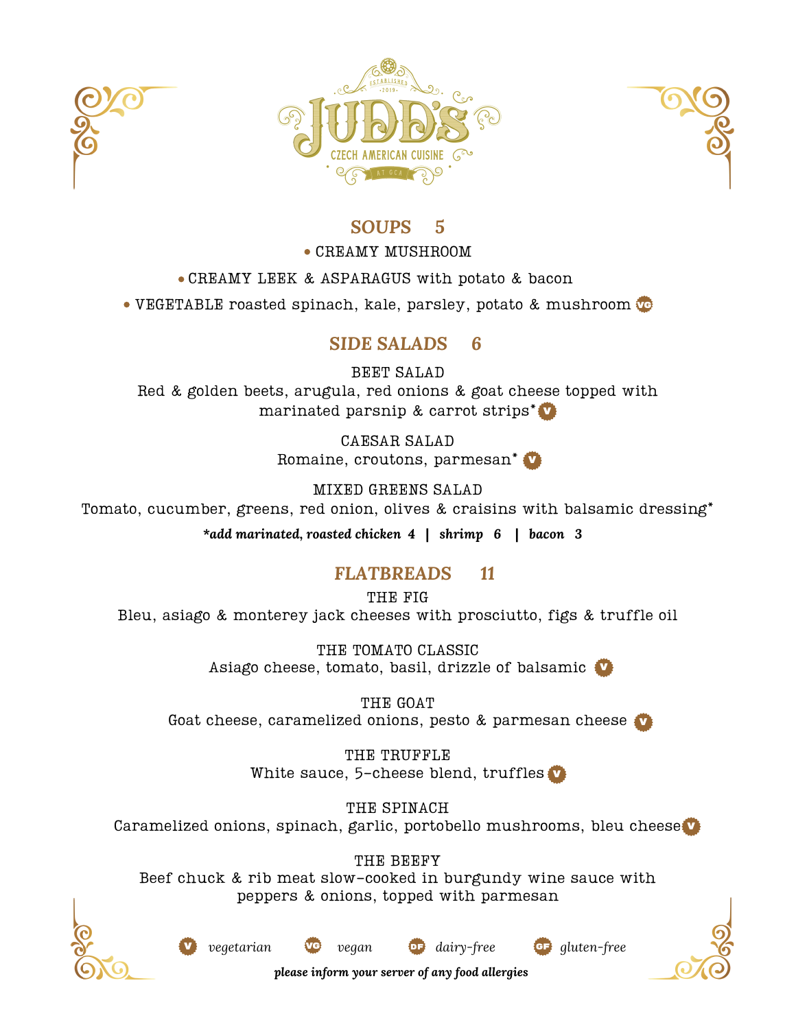# JUDD'S

ESTABLISHED 2019

CZECH AMERICAN CUISINE

AT GCA

## SOUPS 5

- CREAMY MUSHROOM
- CREAMY LEEK & ASPARAGUS with potato & bacon
- VEGETABLE roasted spinach, kale, parsley, potato & mushroom (VG)

## SIDE SALADS 6

BEET SALAD
Red & golden beets, arugula, red onions & goat cheese topped with marinated parsnip & carrot strips* (V)

CAESAR SALAD
Romaine, croutons, parmesan* (V)

MIXED GREENS SALAD
Tomato, cucumber, greens, red onion, olives & craisins with balsamic dressing*

***add marinated, roasted chicken 4 | shrimp 6 | bacon 3***

## FLATBREADS 11

THE FIG
Bleu, asiago & monterey jack cheeses with prosciutto, figs & truffle oil

THE TOMATO CLASSIC
Asiago cheese, tomato, basil, drizzle of balsamic (V)

THE GOAT
Goat cheese, caramelized onions, pesto & parmesan cheese (V)

THE TRUFFLE
White sauce, 5-cheese blend, truffles (V)

THE SPINACH
Caramelized onions, spinach, garlic, portobello mushrooms, bleu cheese (V)

THE BEEFY
Beef chuck & rib meat slow-cooked in burgundy wine sauce with peppers & onions, topped with parmesan

(V) *vegetarian* (VG) *vegan* (DF) *dairy-free* (GF) *gluten-free*

***please inform your server of any food allergies***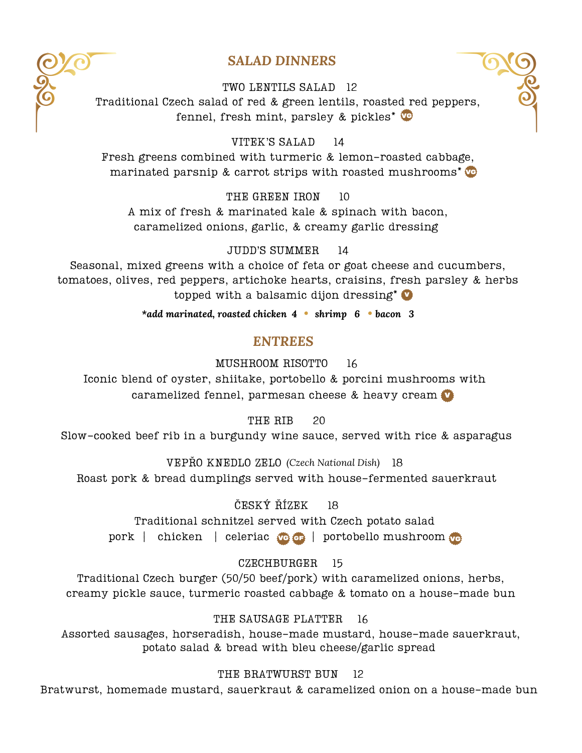## SALAD DINNERS

TWO LENTILS SALAD 12

Traditional Czech salad of red & green lentils, roasted red peppers, fennel, fresh mint, parsley & pickles* VG

VITEK'S SALAD 14

Fresh greens combined with turmeric & lemon-roasted cabbage, marinated parsnip & carrot strips with roasted mushrooms* VG

THE GREEN IRON 10

A mix of fresh & marinated kale & spinach with bacon, caramelized onions, garlic, & creamy garlic dressing

JUDD'S SUMMER 14

Seasonal, mixed greens with a choice of feta or goat cheese and cucumbers, tomatoes, olives, red peppers, artichoke hearts, craisins, fresh parsley & herbs topped with a balsamic dijon dressing* V

***add marinated, roasted chicken 4 • shrimp 6 • bacon 3***

## ENTREES

MUSHROOM RISOTTO 16

Iconic blend of oyster, shiitake, portobello & porcini mushrooms with caramelized fennel, parmesan cheese & heavy cream V

THE RIB 20

Slow-cooked beef rib in a burgundy wine sauce, served with rice & asparagus

VEPŘO KNEDLO ZELO *(Czech National Dish)* 18

Roast pork & bread dumplings served with house-fermented sauerkraut

ČESKÝ ŘÍZEK 18

Traditional schnitzel served with Czech potato salad

pork | chicken | celeriac VG GF | portobello mushroom VG

CZECHBURGER 15

Traditional Czech burger (50/50 beef/pork) with caramelized onions, herbs, creamy pickle sauce, turmeric roasted cabbage & tomato on a house-made bun

THE SAUSAGE PLATTER 16

Assorted sausages, horseradish, house-made mustard, house-made sauerkraut, potato salad & bread with bleu cheese/garlic spread

THE BRATWURST BUN 12

Bratwurst, homemade mustard, sauerkraut & caramelized onion on a house-made bun